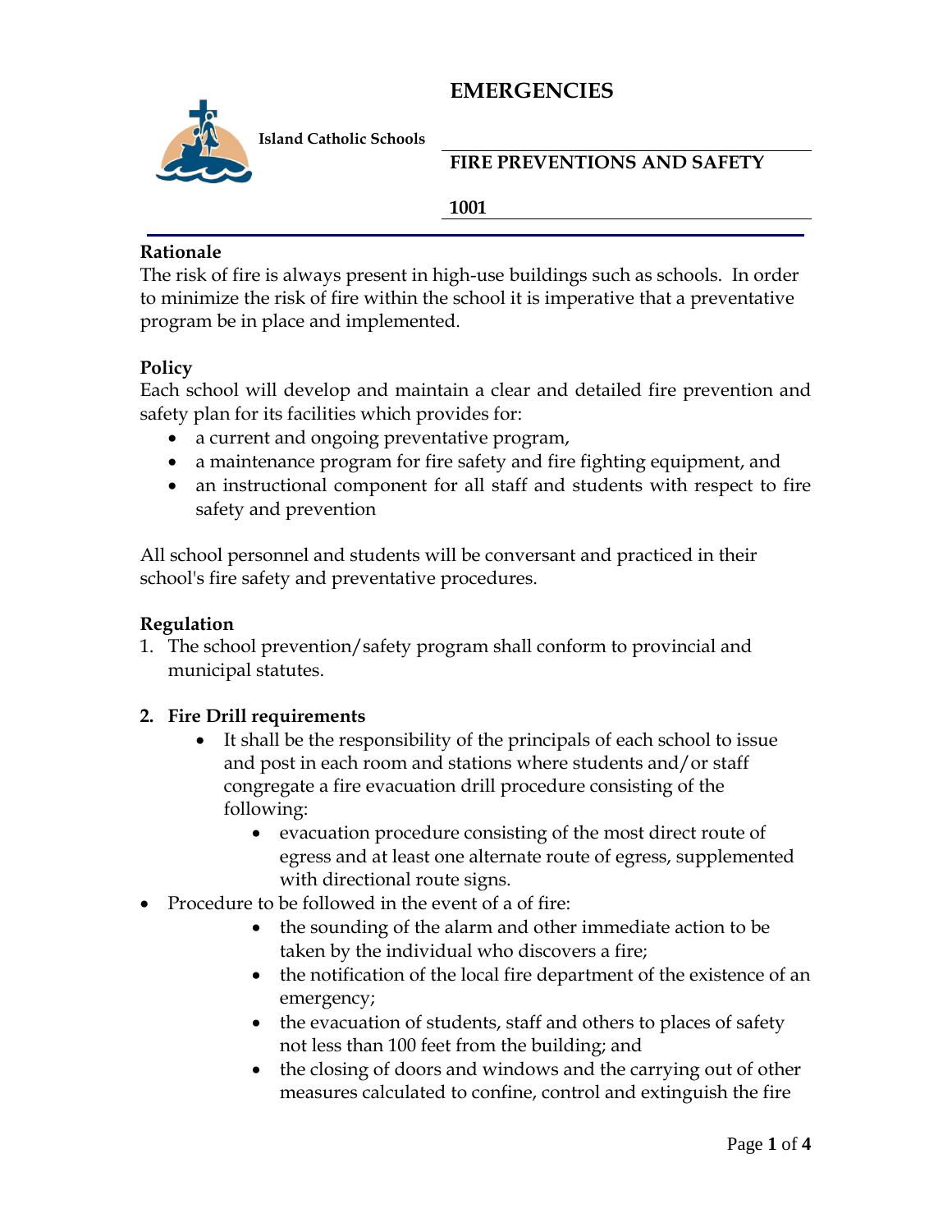# EMERGENCIES

**Island Catholic Schools**

## FIRE PREVENTIONS AND SAFETY

**1001**

---

**Rationale**

The risk of fire is always present in high-use buildings such as schools. In order to minimize the risk of fire within the school it is imperative that a preventative program be in place and implemented.

**Policy**

Each school will develop and maintain a clear and detailed fire prevention and safety plan for its facilities which provides for:

- a current and ongoing preventative program,
- a maintenance program for fire safety and fire fighting equipment, and
- an instructional component for all staff and students with respect to fire safety and prevention

All school personnel and students will be conversant and practiced in their school's fire safety and preventative procedures.

**Regulation**

1. The school prevention/safety program shall conform to provincial and municipal statutes.

2. **Fire Drill requirements**
   - It shall be the responsibility of the principals of each school to issue and post in each room and stations where students and/or staff congregate a fire evacuation drill procedure consisting of the following:
     - evacuation procedure consisting of the most direct route of egress and at least one alternate route of egress, supplemented with directional route signs.

- Procedure to be followed in the event of a of fire:
  - the sounding of the alarm and other immediate action to be taken by the individual who discovers a fire;
  - the notification of the local fire department of the existence of an emergency;
  - the evacuation of students, staff and others to places of safety not less than 100 feet from the building; and
  - the closing of doors and windows and the carrying out of other measures calculated to confine, control and extinguish the fire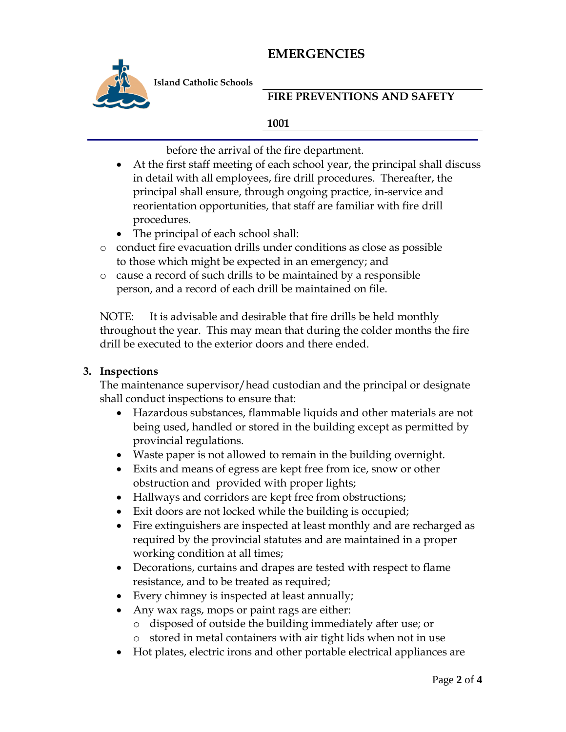before the arrival of the fire department.

- At the first staff meeting of each school year, the principal shall discuss in detail with all employees, fire drill procedures. Thereafter, the principal shall ensure, through ongoing practice, in-service and reorientation opportunities, that staff are familiar with fire drill procedures.
- The principal of each school shall:
  - conduct fire evacuation drills under conditions as close as possible to those which might be expected in an emergency; and
  - cause a record of such drills to be maintained by a responsible person, and a record of each drill be maintained on file.

NOTE: It is advisable and desirable that fire drills be held monthly throughout the year. This may mean that during the colder months the fire drill be executed to the exterior doors and there ended.

### 3. Inspections

The maintenance supervisor/head custodian and the principal or designate shall conduct inspections to ensure that:

- Hazardous substances, flammable liquids and other materials are not being used, handled or stored in the building except as permitted by provincial regulations.
- Waste paper is not allowed to remain in the building overnight.
- Exits and means of egress are kept free from ice, snow or other obstruction and provided with proper lights;
- Hallways and corridors are kept free from obstructions;
- Exit doors are not locked while the building is occupied;
- Fire extinguishers are inspected at least monthly and are recharged as required by the provincial statutes and are maintained in a proper working condition at all times;
- Decorations, curtains and drapes are tested with respect to flame resistance, and to be treated as required;
- Every chimney is inspected at least annually;
- Any wax rags, mops or paint rags are either:
  - disposed of outside the building immediately after use; or
  - stored in metal containers with air tight lids when not in use
- Hot plates, electric irons and other portable electrical appliances are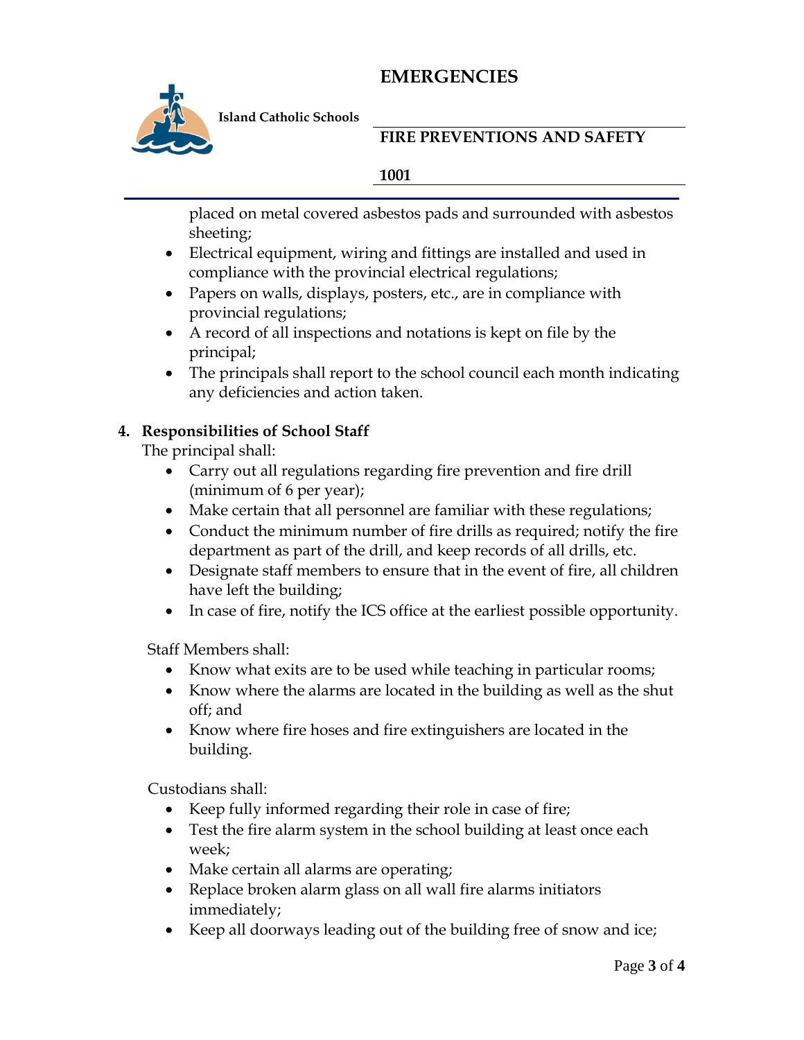placed on metal covered asbestos pads and surrounded with asbestos sheeting;

- Electrical equipment, wiring and fittings are installed and used in compliance with the provincial electrical regulations;
- Papers on walls, displays, posters, etc., are in compliance with provincial regulations;
- A record of all inspections and notations is kept on file by the principal;
- The principals shall report to the school council each month indicating any deficiencies and action taken.

**4. Responsibilities of School Staff**

The principal shall:

- Carry out all regulations regarding fire prevention and fire drill (minimum of 6 per year);
- Make certain that all personnel are familiar with these regulations;
- Conduct the minimum number of fire drills as required; notify the fire department as part of the drill, and keep records of all drills, etc.
- Designate staff members to ensure that in the event of fire, all children have left the building;
- In case of fire, notify the ICS office at the earliest possible opportunity.

Staff Members shall:

- Know what exits are to be used while teaching in particular rooms;
- Know where the alarms are located in the building as well as the shut off; and
- Know where fire hoses and fire extinguishers are located in the building.

Custodians shall:

- Keep fully informed regarding their role in case of fire;
- Test the fire alarm system in the school building at least once each week;
- Make certain all alarms are operating;
- Replace broken alarm glass on all wall fire alarms initiators immediately;
- Keep all doorways leading out of the building free of snow and ice;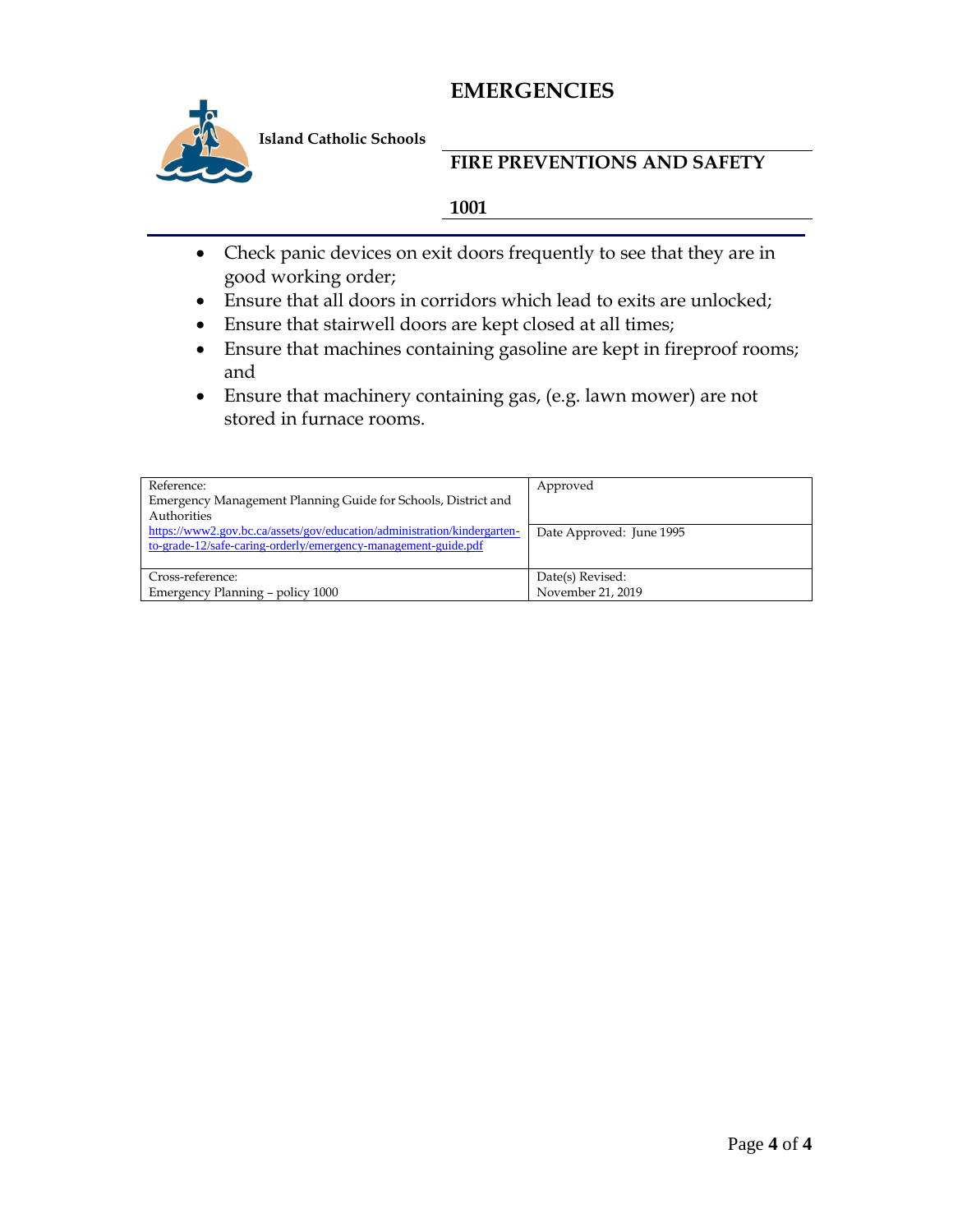- Check panic devices on exit doors frequently to see that they are in good working order;
- Ensure that all doors in corridors which lead to exits are unlocked;
- Ensure that stairwell doors are kept closed at all times;
- Ensure that machines containing gasoline are kept in fireproof rooms; and
- Ensure that machinery containing gas, (e.g. lawn mower) are not stored in furnace rooms.

| | |
|---|---|
| Reference:<br>Emergency Management Planning Guide for Schools, District and Authorities<br>https://www2.gov.bc.ca/assets/gov/education/administration/kindergarten-to-grade-12/safe-caring-orderly/emergency-management-guide.pdf | Approved<br><br>Date Approved: June 1995 |
| Cross-reference:<br>Emergency Planning – policy 1000 | Date(s) Revised:<br>November 21, 2019 |